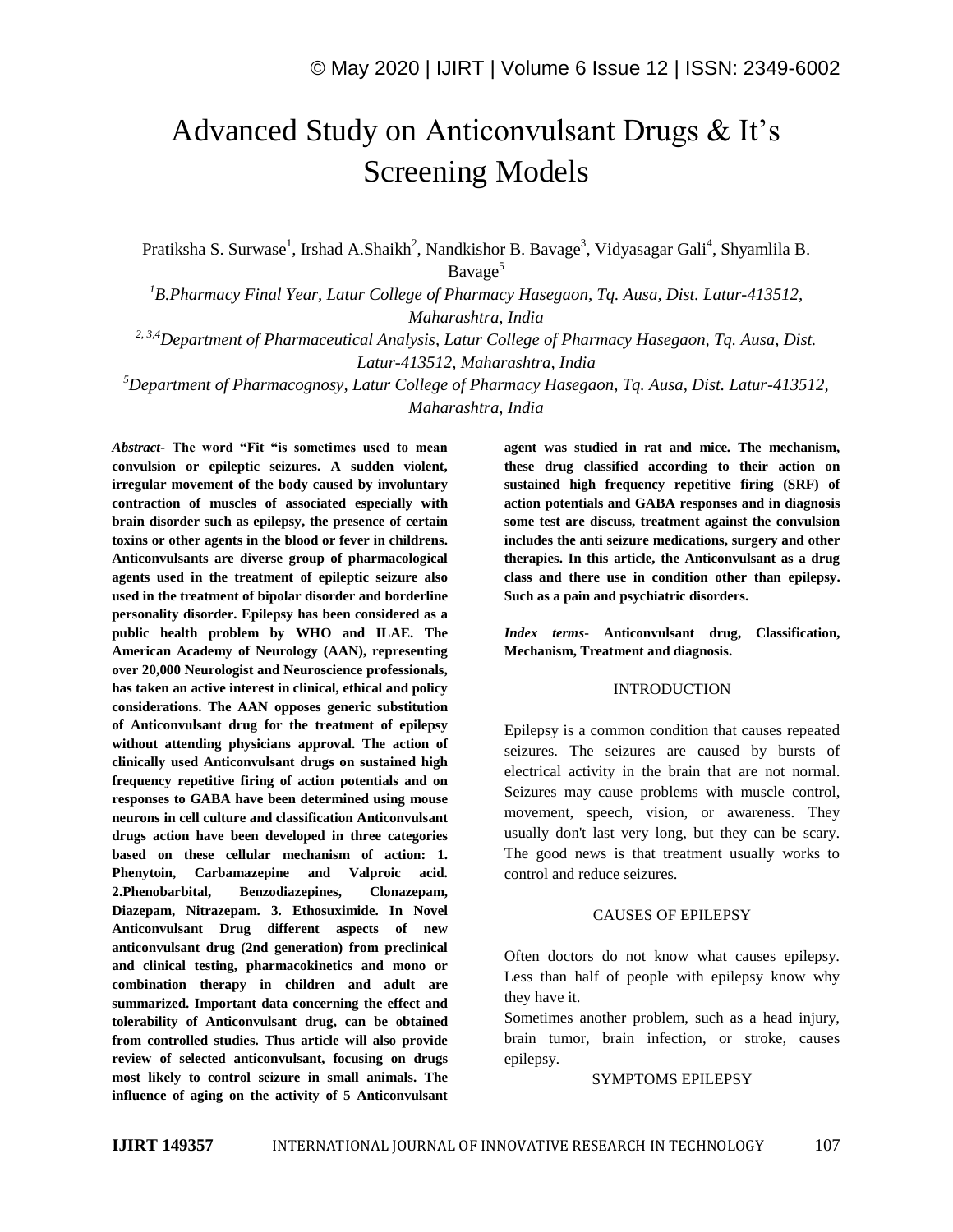# Advanced Study on Anticonvulsant Drugs & It's Screening Models

Pratiksha S. Surwase[1], Irshad A.Shaikh[2], Nandkishor B. Bavage[3], Vidyasagar Gali[4], Shyamlila B. Bavage[5]

[1]*B.Pharmacy Final Year, Latur College of Pharmacy Hasegaon, Tq. Ausa, Dist. Latur-413512, Maharashtra, India*

[2, 3,4]*Department of Pharmaceutical Analysis, Latur College of Pharmacy Hasegaon, Tq. Ausa, Dist. Latur-413512, Maharashtra, India*

[5]*Department of Pharmacognosy, Latur College of Pharmacy Hasegaon, Tq. Ausa, Dist. Latur-413512, Maharashtra, India*

***Abstract*- The word "Fit "is sometimes used to mean convulsion or epileptic seizures. A sudden violent, irregular movement of the body caused by involuntary contraction of muscles of associated especially with brain disorder such as epilepsy, the presence of certain toxins or other agents in the blood or fever in childrens. Anticonvulsants are diverse group of pharmacological agents used in the treatment of epileptic seizure also used in the treatment of bipolar disorder and borderline personality disorder. Epilepsy has been considered as a public health problem by WHO and ILAE. The American Academy of Neurology (AAN), representing over 20,000 Neurologist and Neuroscience professionals, has taken an active interest in clinical, ethical and policy considerations. The AAN opposes generic substitution of Anticonvulsant drug for the treatment of epilepsy without attending physicians approval. The action of clinically used Anticonvulsant drugs on sustained high frequency repetitive firing of action potentials and on responses to GABA have been determined using mouse neurons in cell culture and classification Anticonvulsant drugs action have been developed in three categories based on these cellular mechanism of action: 1. Phenytoin, Carbamazepine and Valproic acid. 2.Phenobarbital, Benzodiazepines, Clonazepam, Diazepam, Nitrazepam. 3. Ethosuximide. In Novel Anticonvulsant Drug different aspects of new anticonvulsant drug (2nd generation) from preclinical and clinical testing, pharmacokinetics and mono or combination therapy in children and adult are summarized. Important data concerning the effect and tolerability of Anticonvulsant drug, can be obtained from controlled studies. Thus article will also provide review of selected anticonvulsant, focusing on drugs most likely to control seizure in small animals. The influence of aging on the activity of 5 Anticonvulsant agent was studied in rat and mice. The mechanism, these drug classified according to their action on sustained high frequency repetitive firing (SRF) of action potentials and GABA responses and in diagnosis some test are discuss, treatment against the convulsion includes the anti seizure medications, surgery and other therapies. In this article, the Anticonvulsant as a drug class and there use in condition other than epilepsy. Such as a pain and psychiatric disorders.**

***Index terms*- Anticonvulsant drug, Classification, Mechanism, Treatment and diagnosis.**

## INTRODUCTION

Epilepsy is a common condition that causes repeated seizures. The seizures are caused by bursts of electrical activity in the brain that are not normal. Seizures may cause problems with muscle control, movement, speech, vision, or awareness. They usually don't last very long, but they can be scary. The good news is that treatment usually works to control and reduce seizures.

## CAUSES OF EPILEPSY

Often doctors do not know what causes epilepsy. Less than half of people with epilepsy know why they have it.

Sometimes another problem, such as a head injury, brain tumor, brain infection, or stroke, causes epilepsy.

## SYMPTOMS EPILEPSY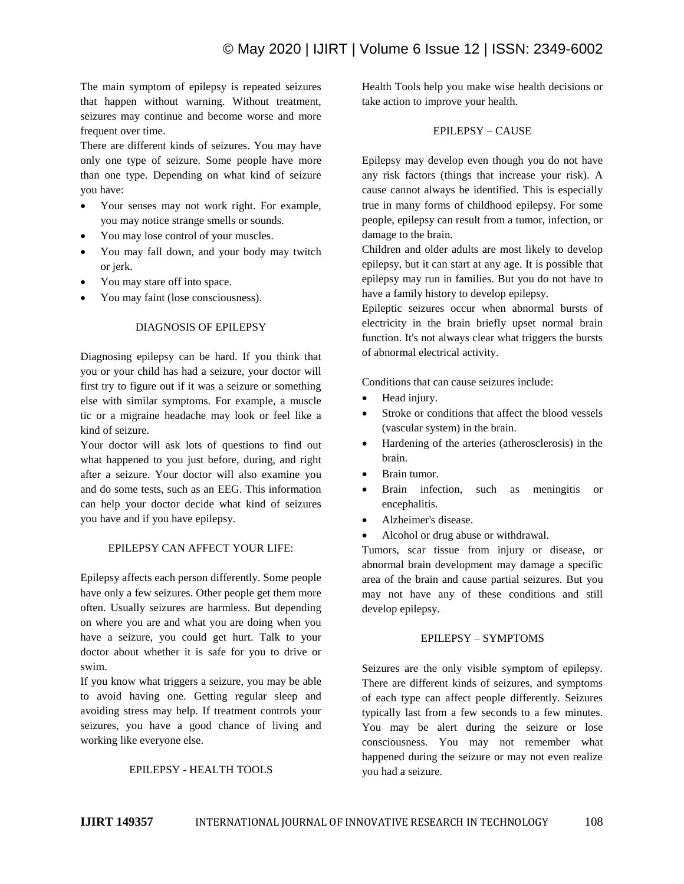The main symptom of epilepsy is repeated seizures that happen without warning. Without treatment, seizures may continue and become worse and more frequent over time.

There are different kinds of seizures. You may have only one type of seizure. Some people have more than one type. Depending on what kind of seizure you have:

- Your senses may not work right. For example, you may notice strange smells or sounds.
- You may lose control of your muscles.
- You may fall down, and your body may twitch or jerk.
- You may stare off into space.
- You may faint (lose consciousness).

## DIAGNOSIS OF EPILEPSY

Diagnosing epilepsy can be hard. If you think that you or your child has had a seizure, your doctor will first try to figure out if it was a seizure or something else with similar symptoms. For example, a muscle tic or a migraine headache may look or feel like a kind of seizure.

Your doctor will ask lots of questions to find out what happened to you just before, during, and right after a seizure. Your doctor will also examine you and do some tests, such as an EEG. This information can help your doctor decide what kind of seizures you have and if you have epilepsy.

## EPILEPSY CAN AFFECT YOUR LIFE:

Epilepsy affects each person differently. Some people have only a few seizures. Other people get them more often. Usually seizures are harmless. But depending on where you are and what you are doing when you have a seizure, you could get hurt. Talk to your doctor about whether it is safe for you to drive or swim.

If you know what triggers a seizure, you may be able to avoid having one. Getting regular sleep and avoiding stress may help. If treatment controls your seizures, you have a good chance of living and working like everyone else.

## EPILEPSY - HEALTH TOOLS

Health Tools help you make wise health decisions or take action to improve your health.

## EPILEPSY – CAUSE

Epilepsy may develop even though you do not have any risk factors (things that increase your risk). A cause cannot always be identified. This is especially true in many forms of childhood epilepsy. For some people, epilepsy can result from a tumor, infection, or damage to the brain.

Children and older adults are most likely to develop epilepsy, but it can start at any age. It is possible that epilepsy may run in families. But you do not have to have a family history to develop epilepsy.

Epileptic seizures occur when abnormal bursts of electricity in the brain briefly upset normal brain function. It's not always clear what triggers the bursts of abnormal electrical activity.

Conditions that can cause seizures include:

- Head injury.
- Stroke or conditions that affect the blood vessels (vascular system) in the brain.
- Hardening of the arteries (atherosclerosis) in the brain.
- Brain tumor.
- Brain infection, such as meningitis or encephalitis.
- Alzheimer's disease.
- Alcohol or drug abuse or withdrawal.

Tumors, scar tissue from injury or disease, or abnormal brain development may damage a specific area of the brain and cause partial seizures. But you may not have any of these conditions and still develop epilepsy.

## EPILEPSY – SYMPTOMS

Seizures are the only visible symptom of epilepsy. There are different kinds of seizures, and symptoms of each type can affect people differently. Seizures typically last from a few seconds to a few minutes. You may be alert during the seizure or lose consciousness. You may not remember what happened during the seizure or may not even realize you had a seizure.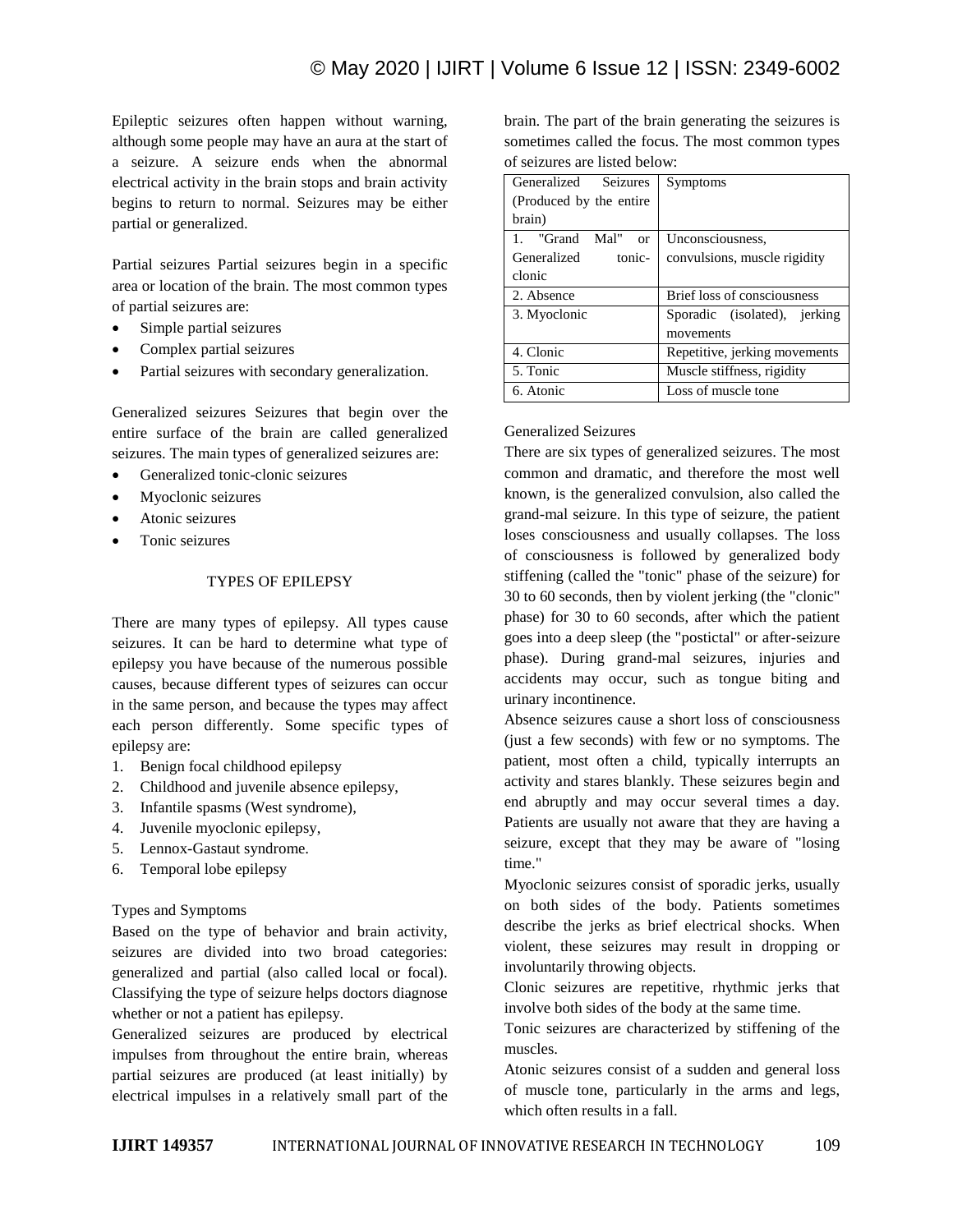Epileptic seizures often happen without warning, although some people may have an aura at the start of a seizure. A seizure ends when the abnormal electrical activity in the brain stops and brain activity begins to return to normal. Seizures may be either partial or generalized.

Partial seizures Partial seizures begin in a specific area or location of the brain. The most common types of partial seizures are:

- Simple partial seizures
- Complex partial seizures
- Partial seizures with secondary generalization.

Generalized seizures Seizures that begin over the entire surface of the brain are called generalized seizures. The main types of generalized seizures are:

- Generalized tonic-clonic seizures
- Myoclonic seizures
- Atonic seizures
- Tonic seizures

## TYPES OF EPILEPSY

There are many types of epilepsy. All types cause seizures. It can be hard to determine what type of epilepsy you have because of the numerous possible causes, because different types of seizures can occur in the same person, and because the types may affect each person differently. Some specific types of epilepsy are:

1. Benign focal childhood epilepsy
2. Childhood and juvenile absence epilepsy,
3. Infantile spasms (West syndrome),
4. Juvenile myoclonic epilepsy,
5. Lennox-Gastaut syndrome.
6. Temporal lobe epilepsy

### Types and Symptoms

Based on the type of behavior and brain activity, seizures are divided into two broad categories: generalized and partial (also called local or focal). Classifying the type of seizure helps doctors diagnose whether or not a patient has epilepsy.

Generalized seizures are produced by electrical impulses from throughout the entire brain, whereas partial seizures are produced (at least initially) by electrical impulses in a relatively small part of the brain. The part of the brain generating the seizures is sometimes called the focus. The most common types of seizures are listed below:

| Generalized Seizures (Produced by the entire brain) | Symptoms |
|---|---|
| 1. "Grand Mal" or Generalized tonic-clonic | Unconsciousness, convulsions, muscle rigidity |
| 2. Absence | Brief loss of consciousness |
| 3. Myoclonic | Sporadic (isolated), jerking movements |
| 4. Clonic | Repetitive, jerking movements |
| 5. Tonic | Muscle stiffness, rigidity |
| 6. Atonic | Loss of muscle tone |

### Generalized Seizures

There are six types of generalized seizures. The most common and dramatic, and therefore the most well known, is the generalized convulsion, also called the grand-mal seizure. In this type of seizure, the patient loses consciousness and usually collapses. The loss of consciousness is followed by generalized body stiffening (called the "tonic" phase of the seizure) for 30 to 60 seconds, then by violent jerking (the "clonic" phase) for 30 to 60 seconds, after which the patient goes into a deep sleep (the "postictal" or after-seizure phase). During grand-mal seizures, injuries and accidents may occur, such as tongue biting and urinary incontinence.

Absence seizures cause a short loss of consciousness (just a few seconds) with few or no symptoms. The patient, most often a child, typically interrupts an activity and stares blankly. These seizures begin and end abruptly and may occur several times a day. Patients are usually not aware that they are having a seizure, except that they may be aware of "losing time."

Myoclonic seizures consist of sporadic jerks, usually on both sides of the body. Patients sometimes describe the jerks as brief electrical shocks. When violent, these seizures may result in dropping or involuntarily throwing objects.

Clonic seizures are repetitive, rhythmic jerks that involve both sides of the body at the same time.

Tonic seizures are characterized by stiffening of the muscles.

Atonic seizures consist of a sudden and general loss of muscle tone, particularly in the arms and legs, which often results in a fall.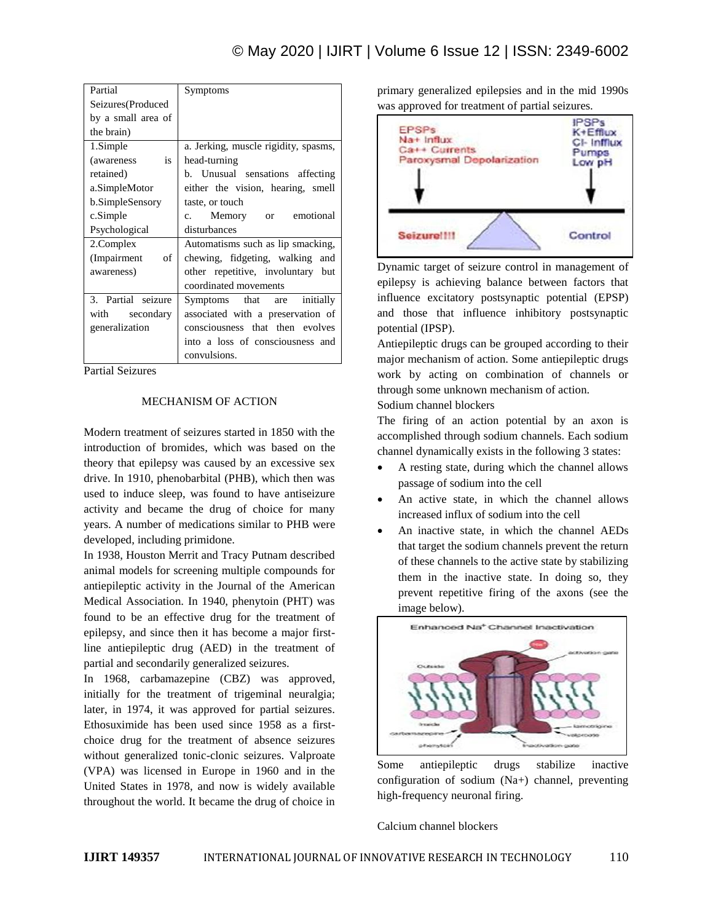| Partial Seizures(Produced by a small area of the brain) | Symptoms |
|---|---|
| 1.Simple (awareness is retained) a.SimpleMotor b.SimpleSensory c.Simple Psychological | a. Jerking, muscle rigidity, spasms, head-turning b. Unusual sensations affecting either the vision, hearing, smell taste, or touch c. Memory or emotional disturbances |
| 2.Complex (Impairment of awareness) | Automatisms such as lip smacking, chewing, fidgeting, walking and other repetitive, involuntary but coordinated movements |
| 3. Partial seizure with secondary generalization | Symptoms that are initially associated with a preservation of consciousness that then evolves into a loss of consciousness and convulsions. |

Partial Seizures

## MECHANISM OF ACTION

Modern treatment of seizures started in 1850 with the introduction of bromides, which was based on the theory that epilepsy was caused by an excessive sex drive. In 1910, phenobarbital (PHB), which then was used to induce sleep, was found to have antiseizure activity and became the drug of choice for many years. A number of medications similar to PHB were developed, including primidone.

In 1938, Houston Merrit and Tracy Putnam described animal models for screening multiple compounds for antiepileptic activity in the Journal of the American Medical Association. In 1940, phenytoin (PHT) was found to be an effective drug for the treatment of epilepsy, and since then it has become a major first-line antiepileptic drug (AED) in the treatment of partial and secondarily generalized seizures.

In 1968, carbamazepine (CBZ) was approved, initially for the treatment of trigeminal neuralgia; later, in 1974, it was approved for partial seizures. Ethosuximide has been used since 1958 as a first-choice drug for the treatment of absence seizures without generalized tonic-clonic seizures. Valproate (VPA) was licensed in Europe in 1960 and in the United States in 1978, and now is widely available throughout the world. It became the drug of choice in primary generalized epilepsies and in the mid 1990s was approved for treatment of partial seizures.

Dynamic target of seizure control in management of epilepsy is achieving balance between factors that influence excitatory postsynaptic potential (EPSP) and those that influence inhibitory postsynaptic potential (IPSP).

Antiepileptic drugs can be grouped according to their major mechanism of action. Some antiepileptic drugs work by acting on combination of channels or through some unknown mechanism of action.

Sodium channel blockers

The firing of an action potential by an axon is accomplished through sodium channels. Each sodium channel dynamically exists in the following 3 states:

- A resting state, during which the channel allows passage of sodium into the cell
- An active state, in which the channel allows increased influx of sodium into the cell
- An inactive state, in which the channel AEDs that target the sodium channels prevent the return of these channels to the active state by stabilizing them in the inactive state. In doing so, they prevent repetitive firing of the axons (see the image below).

Some antiepileptic drugs stabilize inactive configuration of sodium ($Na^+$) channel, preventing high-frequency neuronal firing.

Calcium channel blockers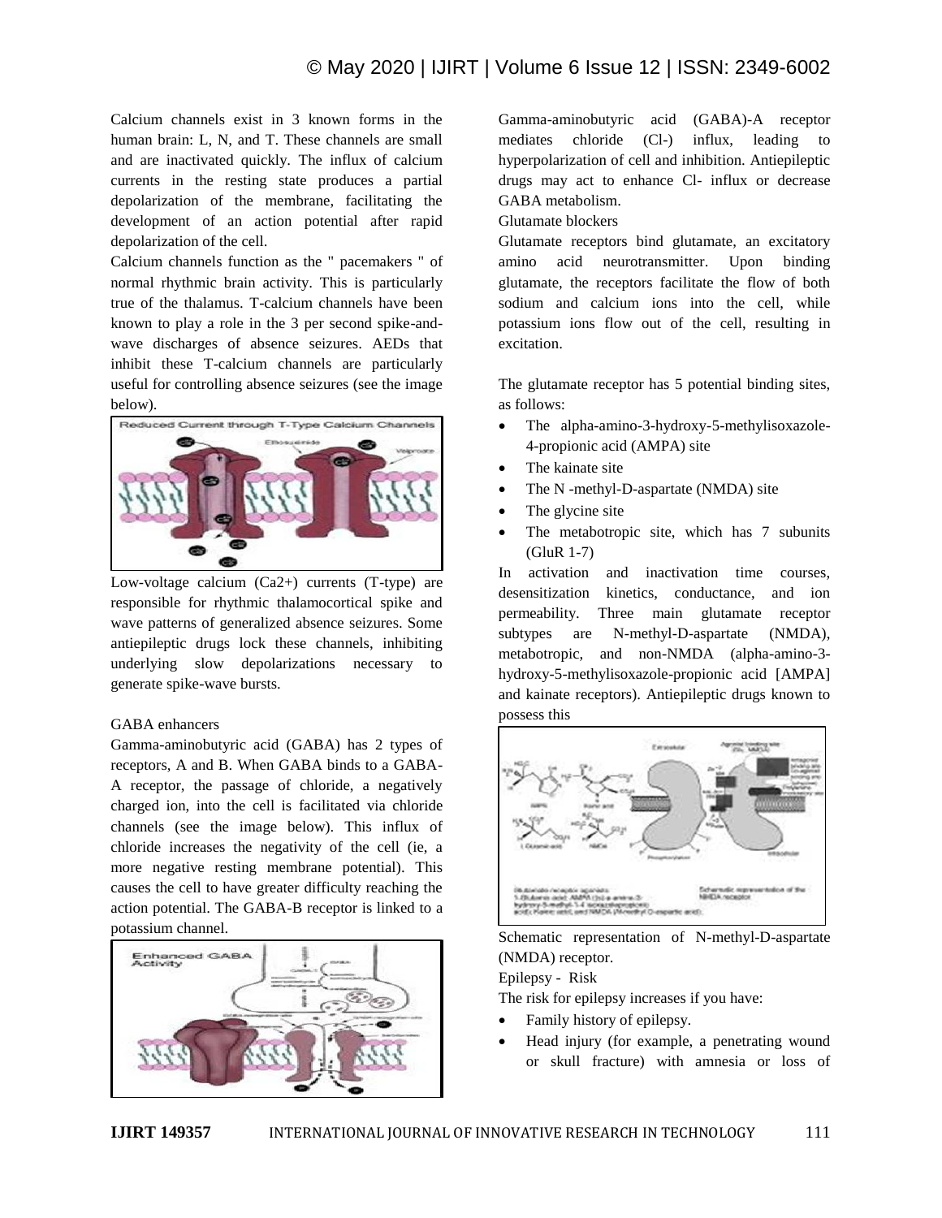Calcium channels exist in 3 known forms in the human brain: L, N, and T. These channels are small and are inactivated quickly. The influx of calcium currents in the resting state produces a partial depolarization of the membrane, facilitating the development of an action potential after rapid depolarization of the cell.

Calcium channels function as the " pacemakers " of normal rhythmic brain activity. This is particularly true of the thalamus. T-calcium channels have been known to play a role in the 3 per second spike-and-wave discharges of absence seizures. AEDs that inhibit these T-calcium channels are particularly useful for controlling absence seizures (see the image below).

Low-voltage calcium ($Ca^{2+}$) currents (T-type) are responsible for rhythmic thalamocortical spike and wave patterns of generalized absence seizures. Some antiepileptic drugs lock these channels, inhibiting underlying slow depolarizations necessary to generate spike-wave bursts.

GABA enhancers

Gamma-aminobutyric acid (GABA) has 2 types of receptors, A and B. When GABA binds to a GABA-A receptor, the passage of chloride, a negatively charged ion, into the cell is facilitated via chloride channels (see the image below). This influx of chloride increases the negativity of the cell (ie, a more negative resting membrane potential). This causes the cell to have greater difficulty reaching the action potential. The GABA-B receptor is linked to a potassium channel.

Gamma-aminobutyric acid (GABA)-A receptor mediates chloride ($Cl^-$) influx, leading to hyperpolarization of cell and inhibition. Antiepileptic drugs may act to enhance $Cl^-$ influx or decrease GABA metabolism.

Glutamate blockers

Glutamate receptors bind glutamate, an excitatory amino acid neurotransmitter. Upon binding glutamate, the receptors facilitate the flow of both sodium and calcium ions into the cell, while potassium ions flow out of the cell, resulting in excitation.

The glutamate receptor has 5 potential binding sites, as follows:

- The alpha-amino-3-hydroxy-5-methylisoxazole-4-propionic acid (AMPA) site
- The kainate site
- The N -methyl-D-aspartate (NMDA) site
- The glycine site
- The metabotropic site, which has 7 subunits (GluR 1-7)

In activation and inactivation time courses, desensitization kinetics, conductance, and ion permeability. Three main glutamate receptor subtypes are N-methyl-D-aspartate (NMDA), metabotropic, and non-NMDA (alpha-amino-3-hydroxy-5-methylisoxazole-propionic acid [AMPA] and kainate receptors). Antiepileptic drugs known to possess this

Schematic representation of N-methyl-D-aspartate (NMDA) receptor.

Epilepsy - Risk

The risk for epilepsy increases if you have:

- Family history of epilepsy.
- Head injury (for example, a penetrating wound or skull fracture) with amnesia or loss of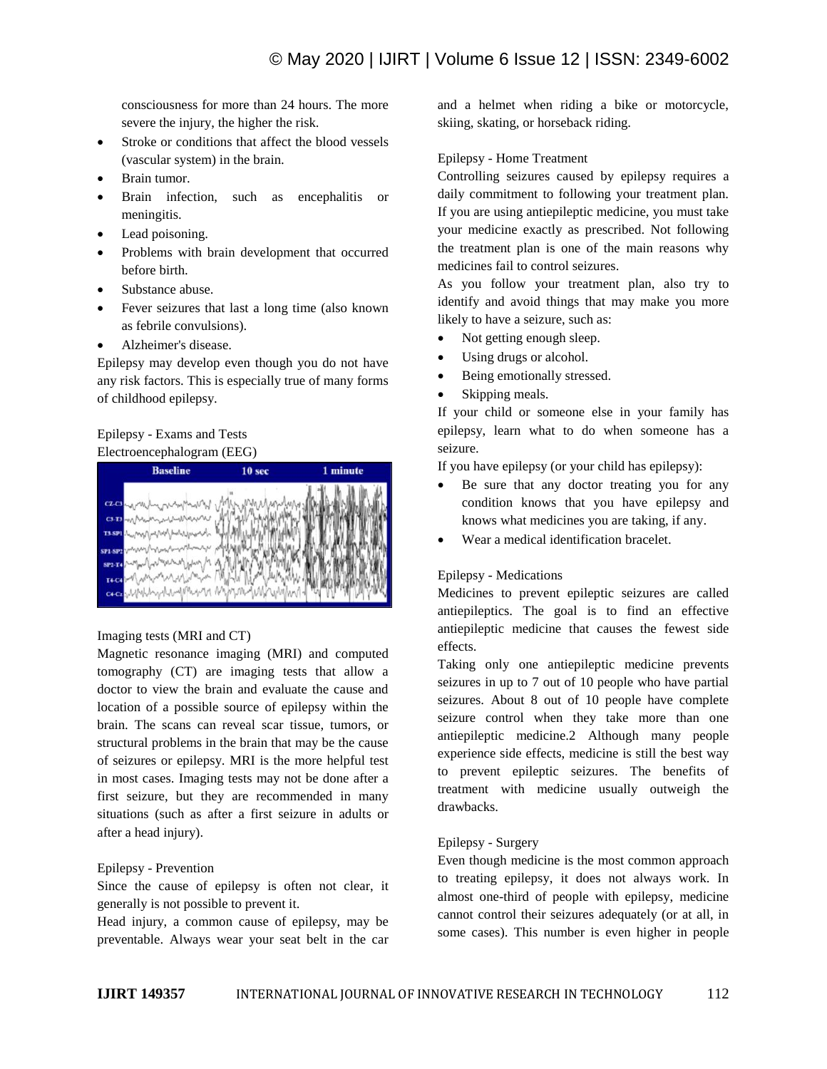consciousness for more than 24 hours. The more severe the injury, the higher the risk.

- Stroke or conditions that affect the blood vessels (vascular system) in the brain.
- Brain tumor.
- Brain infection, such as encephalitis or meningitis.
- Lead poisoning.
- Problems with brain development that occurred before birth.
- Substance abuse.
- Fever seizures that last a long time (also known as febrile convulsions).
- Alzheimer's disease.

Epilepsy may develop even though you do not have any risk factors. This is especially true of many forms of childhood epilepsy.

Epilepsy - Exams and Tests

Electroencephalogram (EEG)

Imaging tests (MRI and CT)

Magnetic resonance imaging (MRI) and computed tomography (CT) are imaging tests that allow a doctor to view the brain and evaluate the cause and location of a possible source of epilepsy within the brain. The scans can reveal scar tissue, tumors, or structural problems in the brain that may be the cause of seizures or epilepsy. MRI is the more helpful test in most cases. Imaging tests may not be done after a first seizure, but they are recommended in many situations (such as after a first seizure in adults or after a head injury).

Epilepsy - Prevention

Since the cause of epilepsy is often not clear, it generally is not possible to prevent it.

Head injury, a common cause of epilepsy, may be preventable. Always wear your seat belt in the car and a helmet when riding a bike or motorcycle, skiing, skating, or horseback riding.

Epilepsy - Home Treatment

Controlling seizures caused by epilepsy requires a daily commitment to following your treatment plan. If you are using antiepileptic medicine, you must take your medicine exactly as prescribed. Not following the treatment plan is one of the main reasons why medicines fail to control seizures.

As you follow your treatment plan, also try to identify and avoid things that may make you more likely to have a seizure, such as:

- Not getting enough sleep.
- Using drugs or alcohol.
- Being emotionally stressed.
- Skipping meals.

If your child or someone else in your family has epilepsy, learn what to do when someone has a seizure.

If you have epilepsy (or your child has epilepsy):

- Be sure that any doctor treating you for any condition knows that you have epilepsy and knows what medicines you are taking, if any.
- Wear a medical identification bracelet.

Epilepsy - Medications

Medicines to prevent epileptic seizures are called antiepileptics. The goal is to find an effective antiepileptic medicine that causes the fewest side effects.

Taking only one antiepileptic medicine prevents seizures in up to 7 out of 10 people who have partial seizures. About 8 out of 10 people have complete seizure control when they take more than one antiepileptic medicine.2 Although many people experience side effects, medicine is still the best way to prevent epileptic seizures. The benefits of treatment with medicine usually outweigh the drawbacks.

Epilepsy - Surgery

Even though medicine is the most common approach to treating epilepsy, it does not always work. In almost one-third of people with epilepsy, medicine cannot control their seizures adequately (or at all, in some cases). This number is even higher in people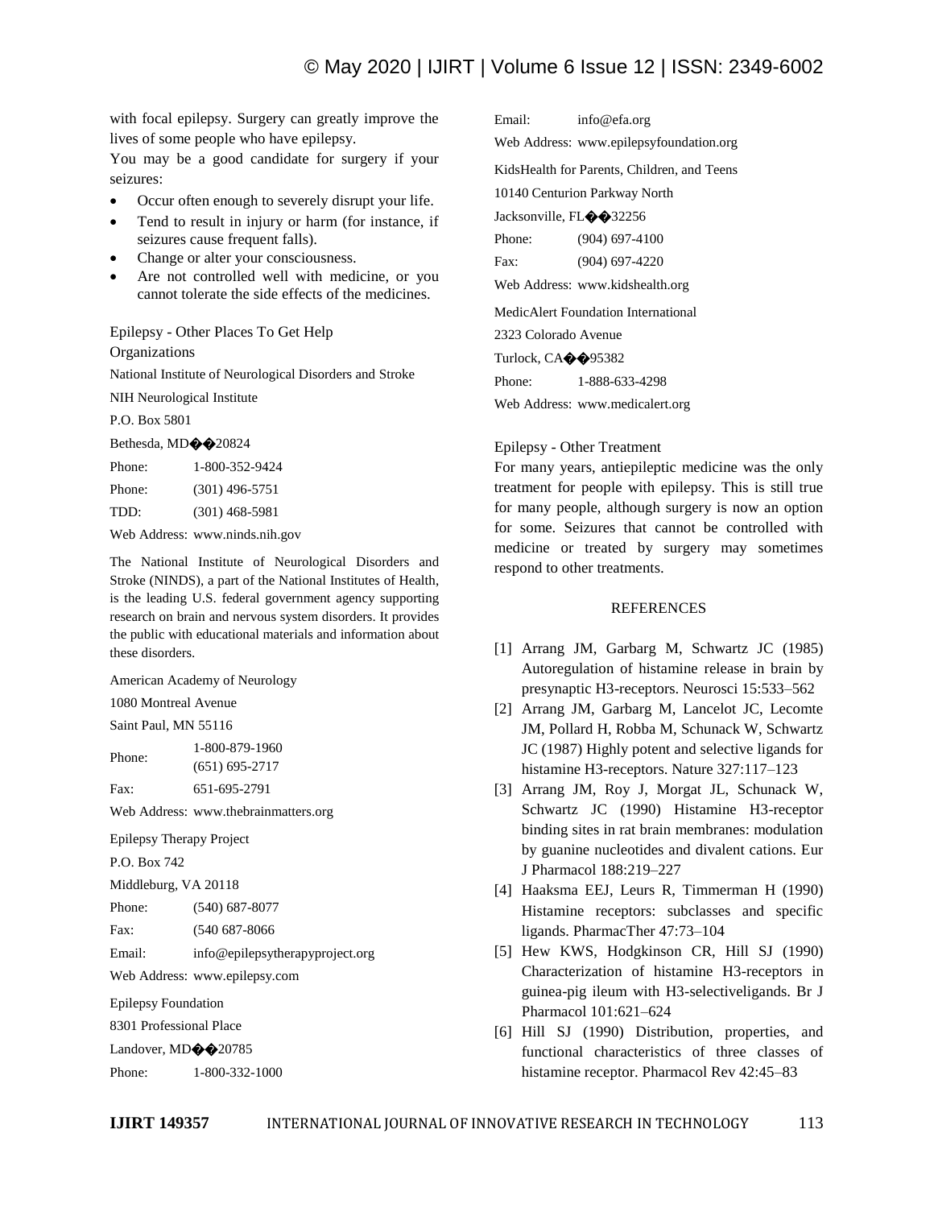with focal epilepsy. Surgery can greatly improve the lives of some people who have epilepsy.

You may be a good candidate for surgery if your seizures:

- Occur often enough to severely disrupt your life.
- Tend to result in injury or harm (for instance, if seizures cause frequent falls).
- Change or alter your consciousness.
- Are not controlled well with medicine, or you cannot tolerate the side effects of the medicines.

Epilepsy - Other Places To Get Help

Organizations

National Institute of Neurological Disorders and Stroke

NIH Neurological Institute

P.O. Box 5801

Bethesda, MD��20824

Phone: 1-800-352-9424

Phone: (301) 496-5751

TDD: (301) 468-5981

Web Address: www.ninds.nih.gov

The National Institute of Neurological Disorders and Stroke (NINDS), a part of the National Institutes of Health, is the leading U.S. federal government agency supporting research on brain and nervous system disorders. It provides the public with educational materials and information about these disorders.

American Academy of Neurology

1080 Montreal Avenue

Saint Paul, MN 55116

Phone: 1-800-879-1960 (651) 695-2717

Fax: 651-695-2791

Web Address: www.thebrainmatters.org

Epilepsy Therapy Project

P.O. Box 742

Middleburg, VA 20118

Phone: (540) 687-8077

Fax: (540 687-8066

Email: info@epilepsytherapyproject.org

Web Address: www.epilepsy.com

Epilepsy Foundation

8301 Professional Place

Landover, MD��20785

Phone: 1-800-332-1000

Email: info@efa.org

Web Address: www.epilepsyfoundation.org

KidsHealth for Parents, Children, and Teens

10140 Centurion Parkway North

Jacksonville, FL��32256

Phone: (904) 697-4100

Fax: (904) 697-4220

Web Address: www.kidshealth.org

MedicAlert Foundation International

2323 Colorado Avenue

Turlock, CA��95382

Phone: 1-888-633-4298

Web Address: www.medicalert.org

Epilepsy - Other Treatment

For many years, antiepileptic medicine was the only treatment for people with epilepsy. This is still true for many people, although surgery is now an option for some. Seizures that cannot be controlled with medicine or treated by surgery may sometimes respond to other treatments.

## REFERENCES

[1] Arrang JM, Garbarg M, Schwartz JC (1985) Autoregulation of histamine release in brain by presynaptic H3-receptors. Neurosci 15:533–562

[2] Arrang JM, Garbarg M, Lancelot JC, Lecomte JM, Pollard H, Robba M, Schunack W, Schwartz JC (1987) Highly potent and selective ligands for histamine H3-receptors. Nature 327:117–123

[3] Arrang JM, Roy J, Morgat JL, Schunack W, Schwartz JC (1990) Histamine H3-receptor binding sites in rat brain membranes: modulation by guanine nucleotides and divalent cations. Eur J Pharmacol 188:219–227

[4] Haaksma EEJ, Leurs R, Timmerman H (1990) Histamine receptors: subclasses and specific ligands. PharmacTher 47:73–104

[5] Hew KWS, Hodgkinson CR, Hill SJ (1990) Characterization of histamine H3-receptors in guinea-pig ileum with H3-selectiveligands. Br J Pharmacol 101:621–624

[6] Hill SJ (1990) Distribution, properties, and functional characteristics of three classes of histamine receptor. Pharmacol Rev 42:45–83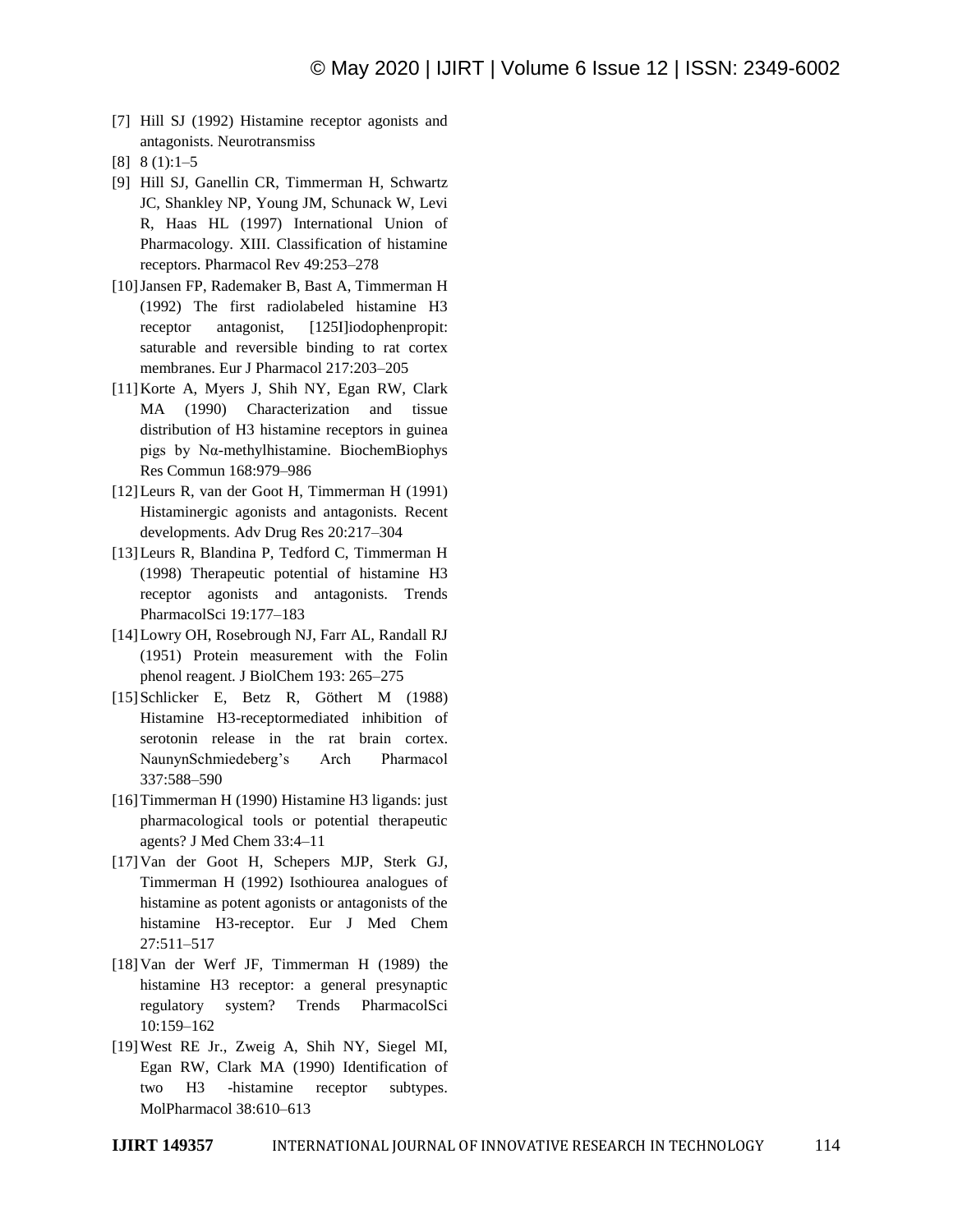[7] Hill SJ (1992) Histamine receptor agonists and antagonists. Neurotransmiss

[8] 8 (1):1–5

[9] Hill SJ, Ganellin CR, Timmerman H, Schwartz JC, Shankley NP, Young JM, Schunack W, Levi R, Haas HL (1997) International Union of Pharmacology. XIII. Classification of histamine receptors. Pharmacol Rev 49:253–278

[10] Jansen FP, Rademaker B, Bast A, Timmerman H (1992) The first radiolabeled histamine H3 receptor antagonist, [125I]iodophenpropit: saturable and reversible binding to rat cortex membranes. Eur J Pharmacol 217:203–205

[11] Korte A, Myers J, Shih NY, Egan RW, Clark MA (1990) Characterization and tissue distribution of H3 histamine receptors in guinea pigs by Nα-methylhistamine. BiochemBiophys Res Commun 168:979–986

[12] Leurs R, van der Goot H, Timmerman H (1991) Histaminergic agonists and antagonists. Recent developments. Adv Drug Res 20:217–304

[13] Leurs R, Blandina P, Tedford C, Timmerman H (1998) Therapeutic potential of histamine H3 receptor agonists and antagonists. Trends PharmacolSci 19:177–183

[14] Lowry OH, Rosebrough NJ, Farr AL, Randall RJ (1951) Protein measurement with the Folin phenol reagent. J BiolChem 193: 265–275

[15] Schlicker E, Betz R, Göthert M (1988) Histamine H3-receptormediated inhibition of serotonin release in the rat brain cortex. NaunynSchmiedeberg's Arch Pharmacol 337:588–590

[16] Timmerman H (1990) Histamine H3 ligands: just pharmacological tools or potential therapeutic agents? J Med Chem 33:4–11

[17] Van der Goot H, Schepers MJP, Sterk GJ, Timmerman H (1992) Isothiourea analogues of histamine as potent agonists or antagonists of the histamine H3-receptor. Eur J Med Chem 27:511–517

[18] Van der Werf JF, Timmerman H (1989) the histamine H3 receptor: a general presynaptic regulatory system? Trends PharmacolSci 10:159–162

[19] West RE Jr., Zweig A, Shih NY, Siegel MI, Egan RW, Clark MA (1990) Identification of two H3 -histamine receptor subtypes. MolPharmacol 38:610–613